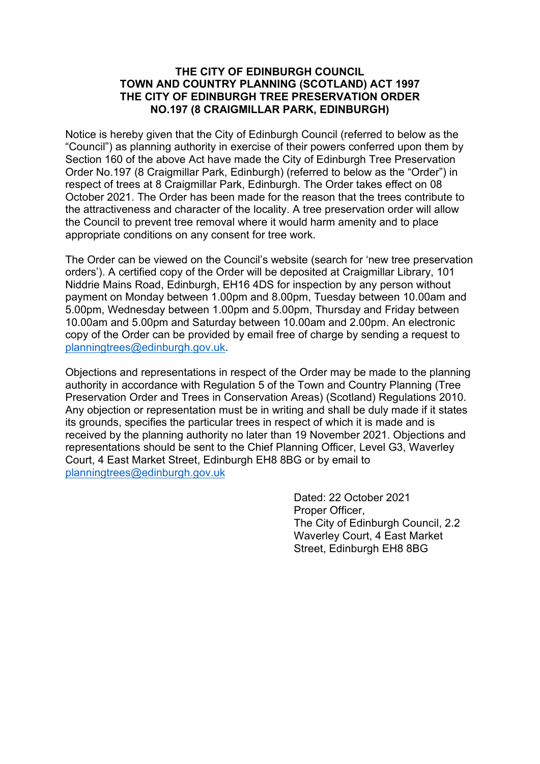# THE CITY OF EDINBURGH COUNCIL
# TOWN AND COUNTRY PLANNING (SCOTLAND) ACT 1997
# THE CITY OF EDINBURGH TREE PRESERVATION ORDER NO.197 (8 CRAIGMILLAR PARK, EDINBURGH)

Notice is hereby given that the City of Edinburgh Council (referred to below as the "Council") as planning authority in exercise of their powers conferred upon them by Section 160 of the above Act have made the City of Edinburgh Tree Preservation Order No.197 (8 Craigmillar Park, Edinburgh) (referred to below as the "Order") in respect of trees at 8 Craigmillar Park, Edinburgh. The Order takes effect on 08 October 2021. The Order has been made for the reason that the trees contribute to the attractiveness and character of the locality. A tree preservation order will allow the Council to prevent tree removal where it would harm amenity and to place appropriate conditions on any consent for tree work.

The Order can be viewed on the Council's website (search for 'new tree preservation orders'). A certified copy of the Order will be deposited at Craigmillar Library, 101 Niddrie Mains Road, Edinburgh, EH16 4DS for inspection by any person without payment on Monday between 1.00pm and 8.00pm, Tuesday between 10.00am and 5.00pm, Wednesday between 1.00pm and 5.00pm, Thursday and Friday between 10.00am and 5.00pm and Saturday between 10.00am and 2.00pm. An electronic copy of the Order can be provided by email free of charge by sending a request to planningtrees@edinburgh.gov.uk.

Objections and representations in respect of the Order may be made to the planning authority in accordance with Regulation 5 of the Town and Country Planning (Tree Preservation Order and Trees in Conservation Areas) (Scotland) Regulations 2010. Any objection or representation must be in writing and shall be duly made if it states its grounds, specifies the particular trees in respect of which it is made and is received by the planning authority no later than 19 November 2021. Objections and representations should be sent to the Chief Planning Officer, Level G3, Waverley Court, 4 East Market Street, Edinburgh EH8 8BG or by email to planningtrees@edinburgh.gov.uk

Dated: 22 October 2021
Proper Officer,
The City of Edinburgh Council, 2.2 Waverley Court, 4 East Market Street, Edinburgh EH8 8BG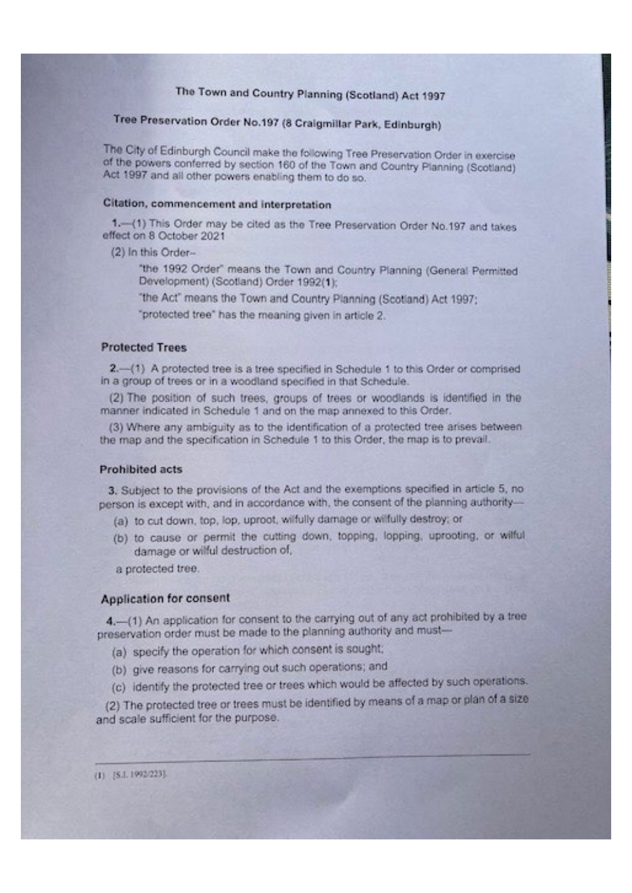# The Town and Country Planning (Scotland) Act 1997

## Tree Preservation Order No.197 (8 Craigmillar Park, Edinburgh)

The City of Edinburgh Council make the following Tree Preservation Order in exercise of the powers conferred by section 160 of the Town and Country Planning (Scotland) Act 1997 and all other powers enabling them to do so.

### Citation, commencement and interpretation

**1.**—(1) This Order may be cited as the Tree Preservation Order No.197 and takes effect on 8 October 2021

(2) In this Order–

"the 1992 Order" means the Town and Country Planning (General Permitted Development) (Scotland) Order 1992(**1**);

"the Act" means the Town and Country Planning (Scotland) Act 1997;

"protected tree" has the meaning given in article 2.

### Protected Trees

**2.**—(1) A protected tree is a tree specified in Schedule 1 to this Order or comprised in a group of trees or in a woodland specified in that Schedule.

(2) The position of such trees, groups of trees or woodlands is identified in the manner indicated in Schedule 1 and on the map annexed to this Order.

(3) Where any ambiguity as to the identification of a protected tree arises between the map and the specification in Schedule 1 to this Order, the map is to prevail.

### Prohibited acts

**3.** Subject to the provisions of the Act and the exemptions specified in article 5, no person is except with, and in accordance with, the consent of the planning authority—

(a) to cut down, top, lop, uproot, wilfully damage or wilfully destroy; or

(b) to cause or permit the cutting down, topping, lopping, uprooting, or wilful damage or wilful destruction of,

a protected tree.

### Application for consent

**4.**—(1) An application for consent to the carrying out of any act prohibited by a tree preservation order must be made to the planning authority and must—

(a) specify the operation for which consent is sought;

(b) give reasons for carrying out such operations; and

(c) identify the protected tree or trees which would be affected by such operations.

(2) The protected tree or trees must be identified by means of a map or plan of a size and scale sufficient for the purpose.

---

(1) [S.I. 1992/223].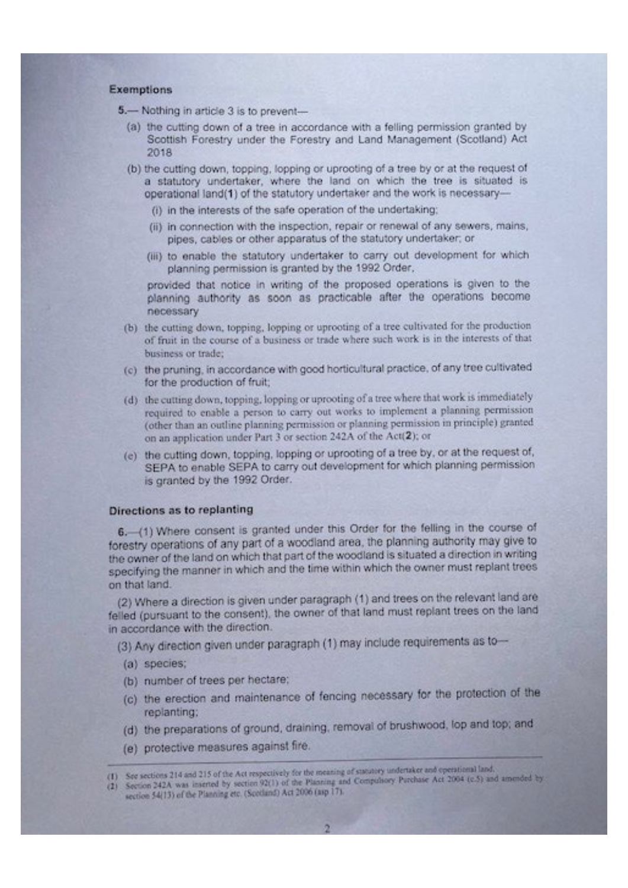### Exemptions

**5.**— Nothing in article 3 is to prevent—

(a) the cutting down of a tree in accordance with a felling permission granted by Scottish Forestry under the Forestry and Land Management (Scotland) Act 2018

(b) the cutting down, topping, lopping or uprooting of a tree by or at the request of a statutory undertaker, where the land on which the tree is situated is operational land(1) of the statutory undertaker and the work is necessary—

(i) in the interests of the safe operation of the undertaking;

(ii) in connection with the inspection, repair or renewal of any sewers, mains, pipes, cables or other apparatus of the statutory undertaker; or

(iii) to enable the statutory undertaker to carry out development for which planning permission is granted by the 1992 Order,

provided that notice in writing of the proposed operations is given to the planning authority as soon as practicable after the operations become necessary

(b) the cutting down, topping, lopping or uprooting of a tree cultivated for the production of fruit in the course of a business or trade where such work is in the interests of that business or trade;

(c) the pruning, in accordance with good horticultural practice, of any tree cultivated for the production of fruit;

(d) the cutting down, topping, lopping or uprooting of a tree where that work is immediately required to enable a person to carry out works to implement a planning permission (other than an outline planning permission or planning permission in principle) granted on an application under Part 3 or section 242A of the Act(**2**); or

(e) the cutting down, topping, lopping or uprooting of a tree by, or at the request of, SEPA to enable SEPA to carry out development for which planning permission is granted by the 1992 Order.

### Directions as to replanting

**6.**—(1) Where consent is granted under this Order for the felling in the course of forestry operations of any part of a woodland area, the planning authority may give to the owner of the land on which that part of the woodland is situated a direction in writing specifying the manner in which and the time within which the owner must replant trees on that land.

(2) Where a direction is given under paragraph (1) and trees on the relevant land are felled (pursuant to the consent), the owner of that land must replant trees on the land in accordance with the direction.

(3) Any direction given under paragraph (1) may include requirements as to—

(a) species;

(b) number of trees per hectare;

(c) the erection and maintenance of fencing necessary for the protection of the replanting;

(d) the preparations of ground, draining, removal of brushwood, lop and top; and

(e) protective measures against fire.

---

(1) See sections 214 and 215 of the Act respectively for the meaning of statutory undertaker and operational land.

(2) Section 242A was inserted by section 92(1) of the Planning and Compulsory Purchase Act 2004 (c.5) and amended by section 54(13) of the Planning etc. (Scotland) Act 2006 (asp 17).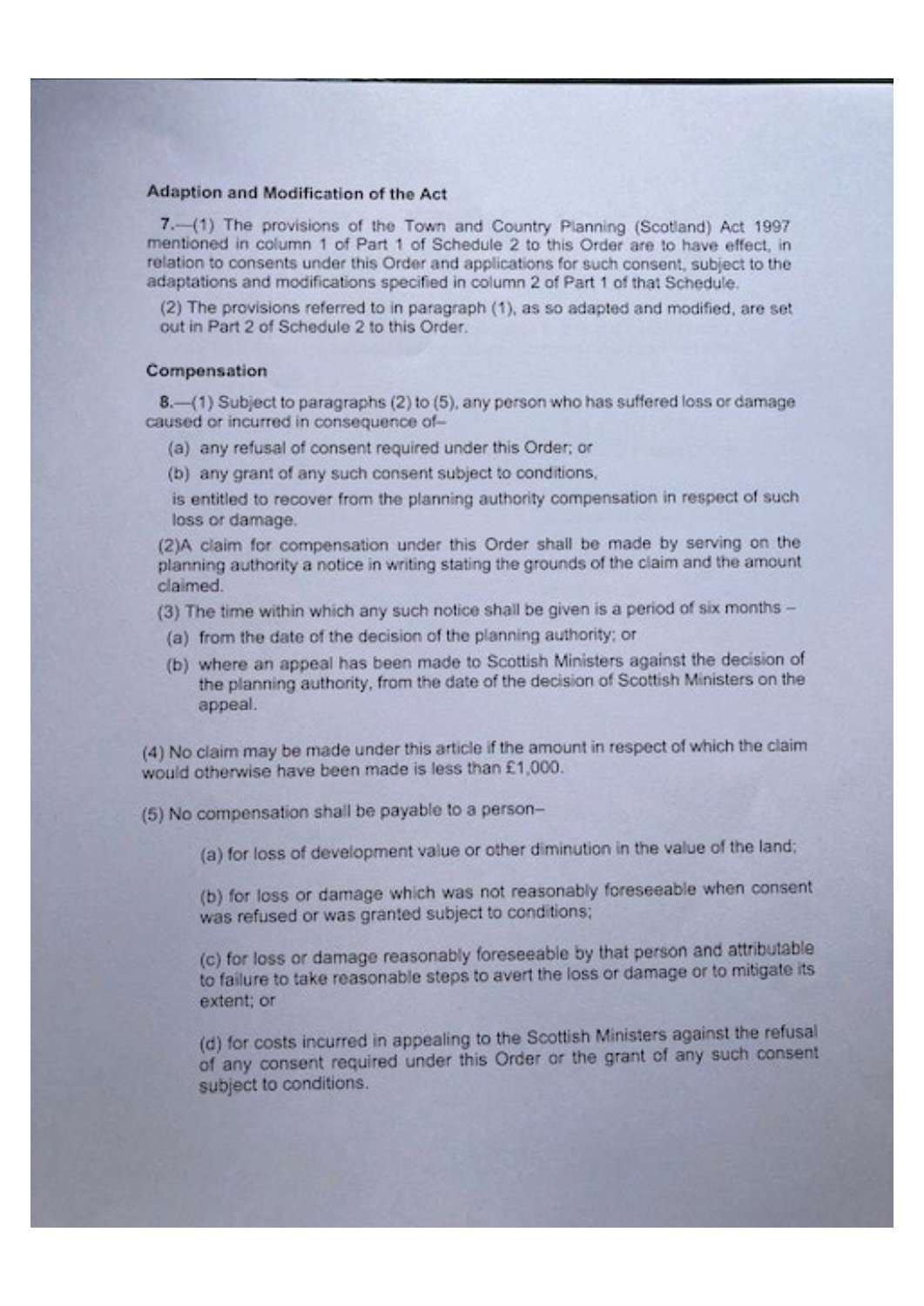### Adaption and Modification of the Act

**7.**—(1) The provisions of the Town and Country Planning (Scotland) Act 1997 mentioned in column 1 of Part 1 of Schedule 2 to this Order are to have effect, in relation to consents under this Order and applications for such consent, subject to the adaptations and modifications specified in column 2 of Part 1 of that Schedule.

(2) The provisions referred to in paragraph (1), as so adapted and modified, are set out in Part 2 of Schedule 2 to this Order.

### Compensation

**8.**—(1) Subject to paragraphs (2) to (5), any person who has suffered loss or damage caused or incurred in consequence of–

(a) any refusal of consent required under this Order; or

(b) any grant of any such consent subject to conditions,

is entitled to recover from the planning authority compensation in respect of such loss or damage.

(2)A claim for compensation under this Order shall be made by serving on the planning authority a notice in writing stating the grounds of the claim and the amount claimed.

(3) The time within which any such notice shall be given is a period of six months –

(a) from the date of the decision of the planning authority; or

(b) where an appeal has been made to Scottish Ministers against the decision of the planning authority, from the date of the decision of Scottish Ministers on the appeal.

(4) No claim may be made under this article if the amount in respect of which the claim would otherwise have been made is less than £1,000.

(5) No compensation shall be payable to a person–

(a) for loss of development value or other diminution in the value of the land;

(b) for loss or damage which was not reasonably foreseeable when consent was refused or was granted subject to conditions;

(c) for loss or damage reasonably foreseeable by that person and attributable to failure to take reasonable steps to avert the loss or damage or to mitigate its extent; or

(d) for costs incurred in appealing to the Scottish Ministers against the refusal of any consent required under this Order or the grant of any such consent subject to conditions.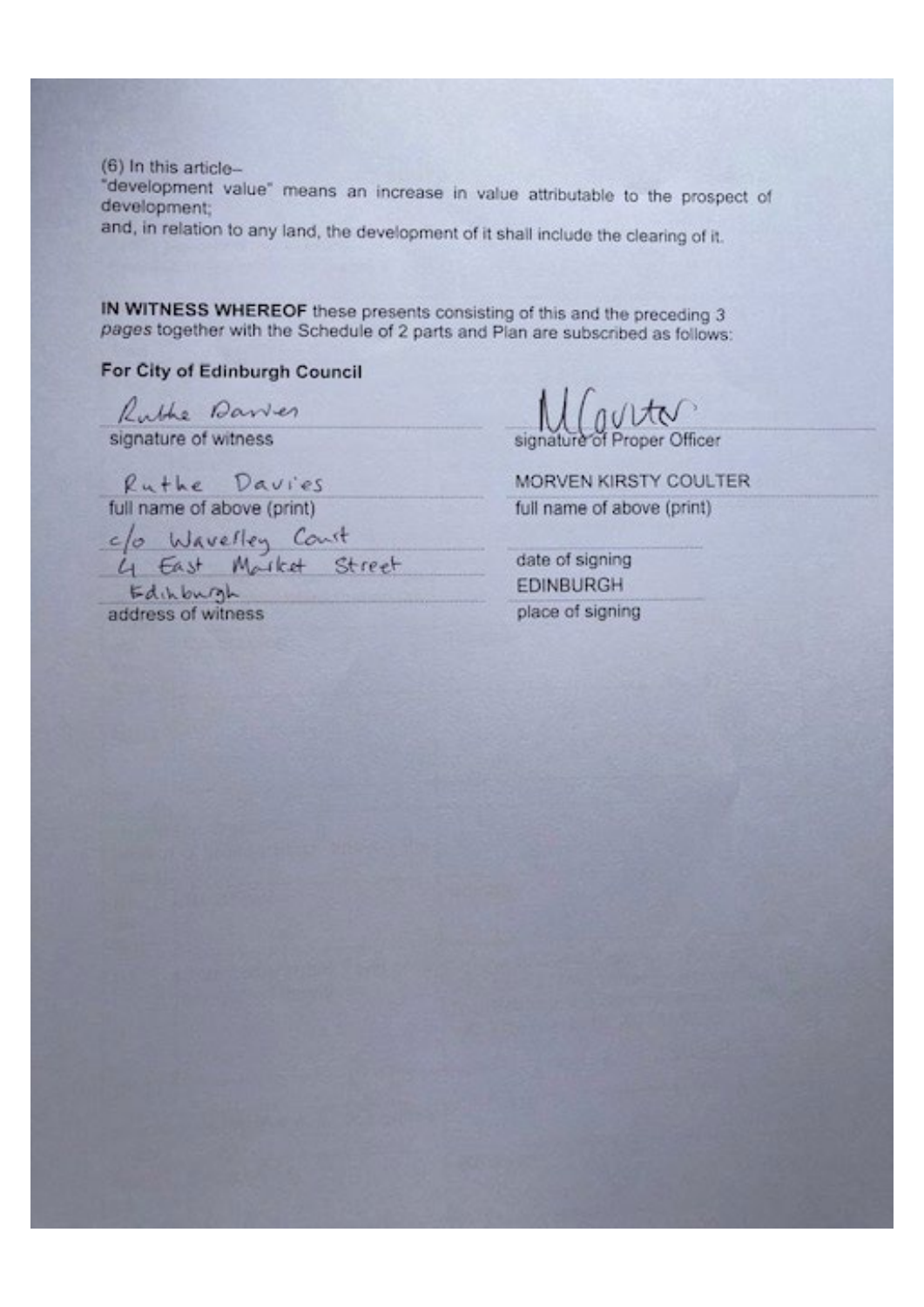(6) In this article–
"development value" means an increase in value attributable to the prospect of development;
and, in relation to any land, the development of it shall include the clearing of it.

**IN WITNESS WHEREOF** these presents consisting of this and the preceding 3 *pages* together with the Schedule of 2 parts and Plan are subscribed as follows:

**For City of Edinburgh Council**

| | |
|---|---|
| Ruthe Davies | M Coulter |
| signature of witness | signature of Proper Officer |
| Ruthe Davies | MORVEN KIRSTY COULTER |
| full name of above (print) | full name of above (print) |
| c/o Waverley Court | |
| 4 East Market Street | date of signing |
| Edinburgh | EDINBURGH |
| address of witness | place of signing |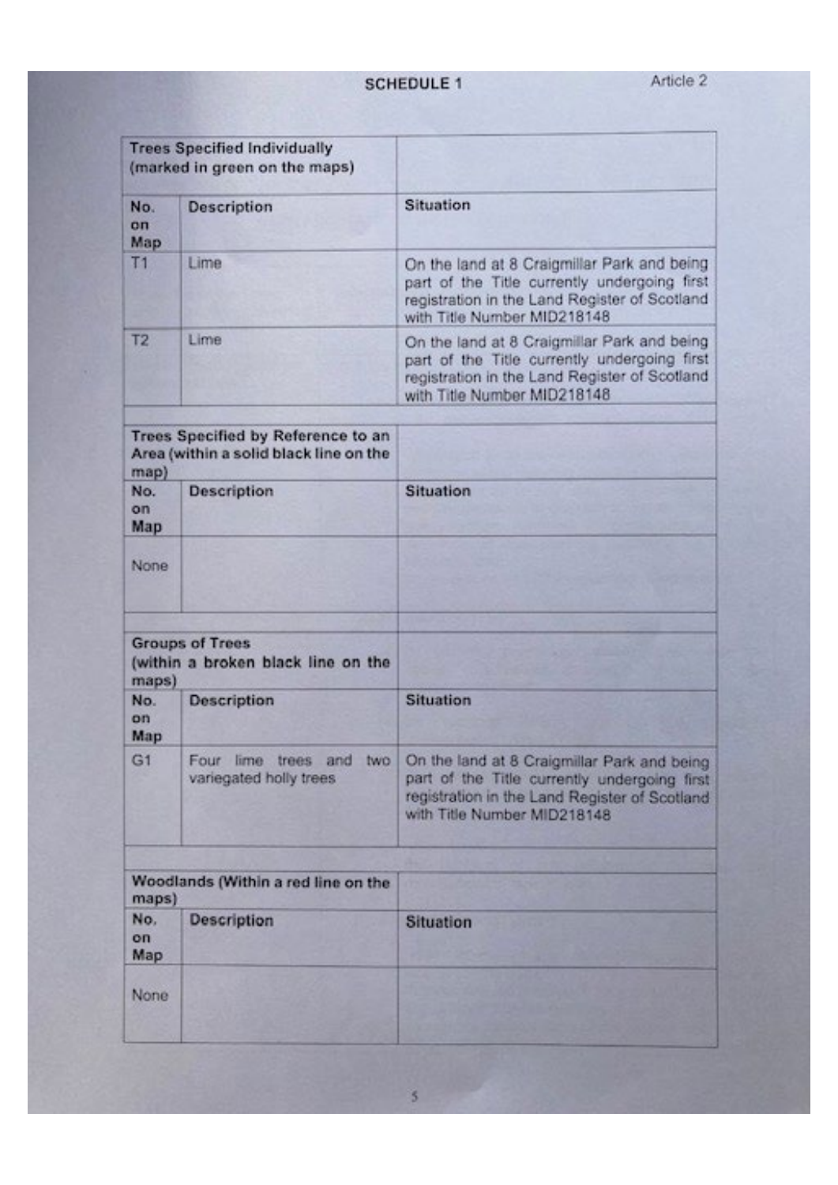## SCHEDULE 1

Article 2

| Trees Specified Individually (marked in green on the maps) | | |
|---|---|---|
| **No. on Map** | **Description** | **Situation** |
| T1 | Lime | On the land at 8 Craigmillar Park and being part of the Title currently undergoing first registration in the Land Register of Scotland with Title Number MID218148 |
| T2 | Lime | On the land at 8 Craigmillar Park and being part of the Title currently undergoing first registration in the Land Register of Scotland with Title Number MID218148 |

| Trees Specified by Reference to an Area (within a solid black line on the map) | | |
|---|---|---|
| **No. on Map** | **Description** | **Situation** |
| None | | |

| Groups of Trees (within a broken black line on the maps) | | |
|---|---|---|
| **No. on Map** | **Description** | **Situation** |
| G1 | Four lime trees and two variegated holly trees | On the land at 8 Craigmillar Park and being part of the Title currently undergoing first registration in the Land Register of Scotland with Title Number MID218148 |

| Woodlands (Within a red line on the maps) | | |
|---|---|---|
| **No. on Map** | **Description** | **Situation** |
| None | | |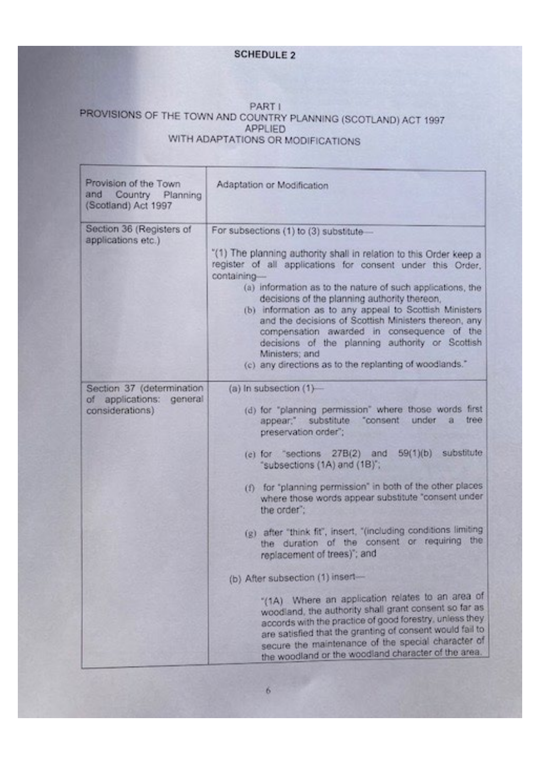## SCHEDULE 2

### PART I
### PROVISIONS OF THE TOWN AND COUNTRY PLANNING (SCOTLAND) ACT 1997 APPLIED WITH ADAPTATIONS OR MODIFICATIONS

| Provision of the Town and Country Planning (Scotland) Act 1997 | Adaptation or Modification |
| --- | --- |
| Section 36 (Registers of applications etc.) | For subsections (1) to (3) substitute—<br><br>"(1) The planning authority shall in relation to this Order keep a register of all applications for consent under this Order, containing—<br>(a) information as to the nature of such applications, the decisions of the planning authority thereon,<br>(b) information as to any appeal to Scottish Ministers and the decisions of Scottish Ministers thereon, any compensation awarded in consequence of the decisions of the planning authority or Scottish Ministers; and<br>(c) any directions as to the replanting of woodlands." |
| Section 37 (determination of applications: general considerations) | (a) In subsection (1)—<br><br>(d) for "planning permission" where those words first appear;" substitute "consent under a tree preservation order";<br><br>(e) for "sections 27B(2) and 59(1)(b) substitute "subsections (1A) and (1B)";<br><br>(f) for "planning permission" in both of the other places where those words appear substitute "consent under the order";<br><br>(g) after "think fit", insert, "(including conditions limiting the duration of the consent or requiring the replacement of trees)"; and<br><br>(b) After subsection (1) insert—<br><br>"(1A) Where an application relates to an area of woodland, the authority shall grant consent so far as accords with the practice of good forestry, unless they are satisfied that the granting of consent would fail to secure the maintenance of the special character of the woodland or the woodland character of the area. |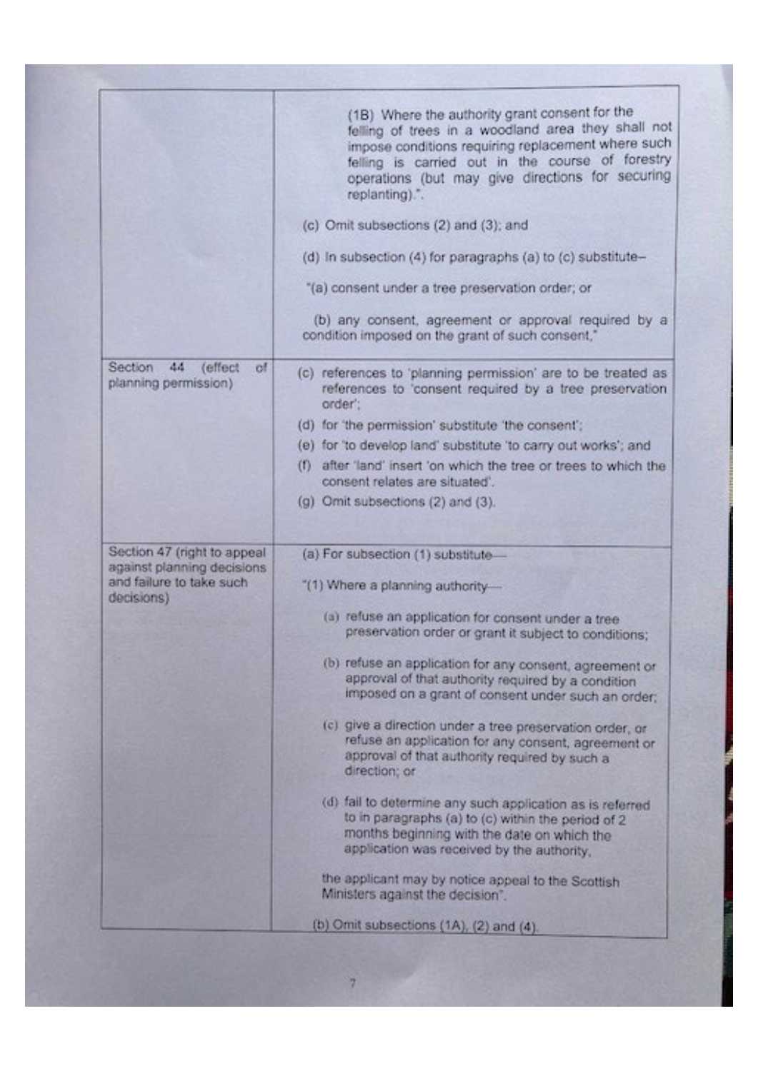| | |
|---|---|
| | (1B) Where the authority grant consent for the felling of trees in a woodland area they shall not impose conditions requiring replacement where such felling is carried out in the course of forestry operations (but may give directions for securing replanting).".<br><br>(c) Omit subsections (2) and (3); and<br><br>(d) In subsection (4) for paragraphs (a) to (c) substitute–<br><br>"(a) consent under a tree preservation order; or<br><br>(b) any consent, agreement or approval required by a condition imposed on the grant of such consent," |
| Section 44 (effect of planning permission) | (c) references to 'planning permission' are to be treated as references to 'consent required by a tree preservation order';<br>(d) for 'the permission' substitute 'the consent';<br>(e) for 'to develop land' substitute 'to carry out works'; and<br>(f) after 'land' insert 'on which the tree or trees to which the consent relates are situated'.<br>(g) Omit subsections (2) and (3). |
| Section 47 (right to appeal against planning decisions and failure to take such decisions) | (a) For subsection (1) substitute—<br><br>"(1) Where a planning authority—<br><br>(a) refuse an application for consent under a tree preservation order or grant it subject to conditions;<br><br>(b) refuse an application for any consent, agreement or approval of that authority required by a condition imposed on a grant of consent under such an order;<br><br>(c) give a direction under a tree preservation order, or refuse an application for any consent, agreement or approval of that authority required by such a direction; or<br><br>(d) fail to determine any such application as is referred to in paragraphs (a) to (c) within the period of 2 months beginning with the date on which the application was received by the authority,<br><br>the applicant may by notice appeal to the Scottish Ministers against the decision".<br><br>(b) Omit subsections (1A), (2) and (4). |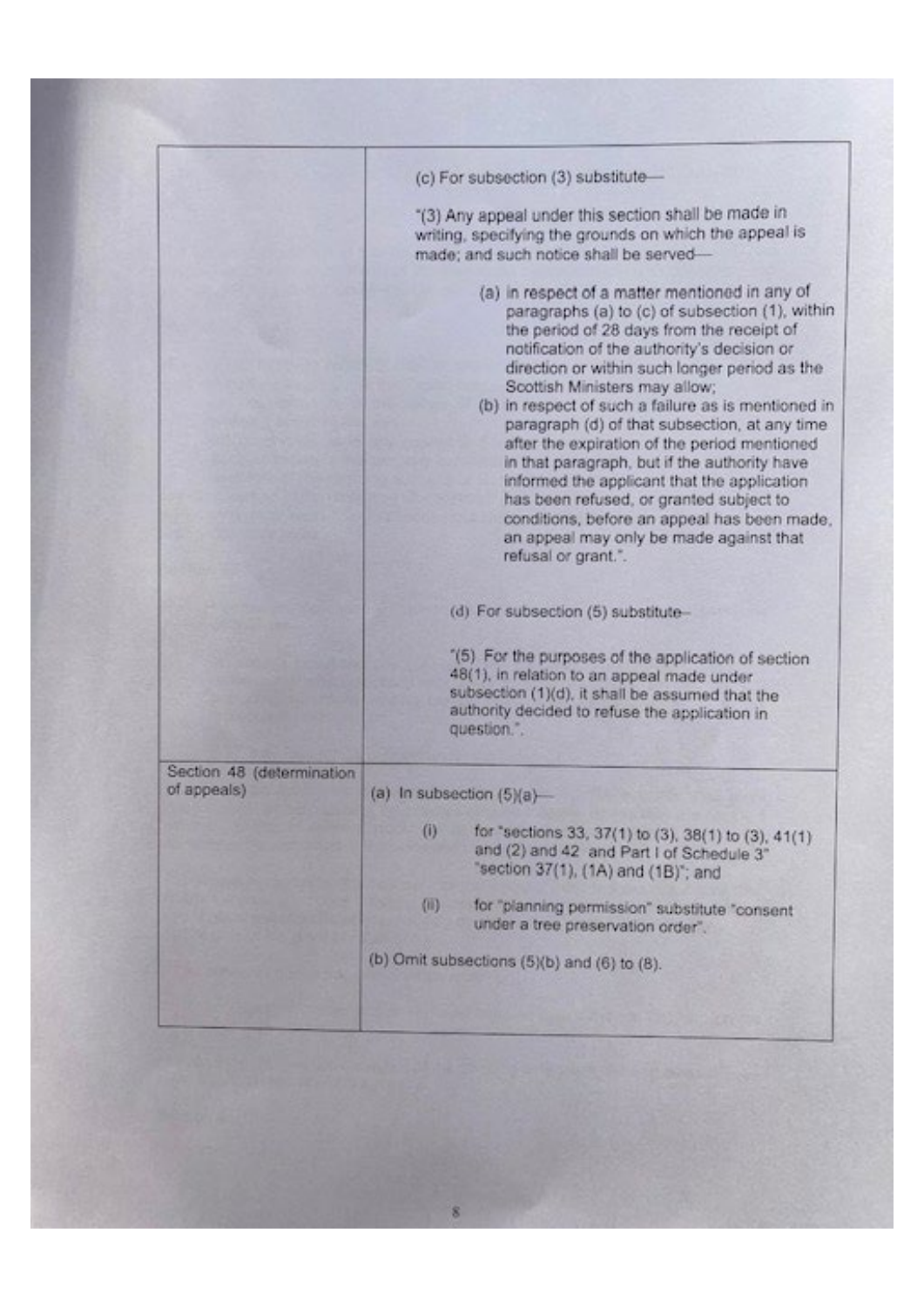| | |
|---|---|
| | (c) For subsection (3) substitute—<br><br>"(3) Any appeal under this section shall be made in writing, specifying the grounds on which the appeal is made; and such notice shall be served—<br><br>(a) in respect of a matter mentioned in any of paragraphs (a) to (c) of subsection (1), within the period of 28 days from the receipt of notification of the authority's decision or direction or within such longer period as the Scottish Ministers may allow;<br>(b) in respect of such a failure as is mentioned in paragraph (d) of that subsection, at any time after the expiration of the period mentioned in that paragraph, but if the authority have informed the applicant that the application has been refused, or granted subject to conditions, before an appeal has been made, an appeal may only be made against that refusal or grant.".<br><br>(d) For subsection (5) substitute—<br><br>"(5) For the purposes of the application of section 48(1), in relation to an appeal made under subsection (1)(d), it shall be assumed that the authority decided to refuse the application in question.". |
| Section 48 (determination of appeals) | (a) In subsection (5)(a)—<br><br>(i) for "sections 33, 37(1) to (3), 38(1) to (3), 41(1) and (2) and 42 and Part I of Schedule 3" "section 37(1), (1A) and (1B)"; and<br><br>(ii) for "planning permission" substitute "consent under a tree preservation order".<br><br>(b) Omit subsections (5)(b) and (6) to (8). |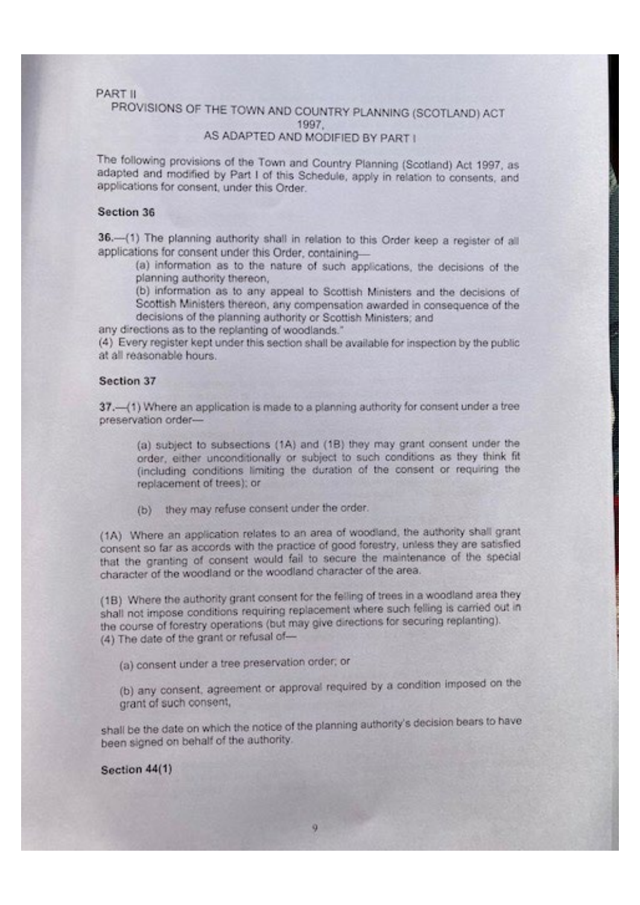PART II

PROVISIONS OF THE TOWN AND COUNTRY PLANNING (SCOTLAND) ACT 1997, AS ADAPTED AND MODIFIED BY PART I

The following provisions of the Town and Country Planning (Scotland) Act 1997, as adapted and modified by Part I of this Schedule, apply in relation to consents, and applications for consent, under this Order.

**Section 36**

**36.**—(1) The planning authority shall in relation to this Order keep a register of all applications for consent under this Order, containing—

(a) information as to the nature of such applications, the decisions of the planning authority thereon,

(b) information as to any appeal to Scottish Ministers and the decisions of Scottish Ministers thereon, any compensation awarded in consequence of the decisions of the planning authority or Scottish Ministers; and

any directions as to the replanting of woodlands."

(4) Every register kept under this section shall be available for inspection by the public at all reasonable hours.

**Section 37**

**37.**—(1) Where an application is made to a planning authority for consent under a tree preservation order—

(a) subject to subsections (1A) and (1B) they may grant consent under the order, either unconditionally or subject to such conditions as they think fit (including conditions limiting the duration of the consent or requiring the replacement of trees); or

(b) they may refuse consent under the order.

(1A) Where an application relates to an area of woodland, the authority shall grant consent so far as accords with the practice of good forestry, unless they are satisfied that the granting of consent would fail to secure the maintenance of the special character of the woodland or the woodland character of the area.

(1B) Where the authority grant consent for the felling of trees in a woodland area they shall not impose conditions requiring replacement where such felling is carried out in the course of forestry operations (but may give directions for securing replanting).

(4) The date of the grant or refusal of—

(a) consent under a tree preservation order; or

(b) any consent, agreement or approval required by a condition imposed on the grant of such consent,

shall be the date on which the notice of the planning authority's decision bears to have been signed on behalf of the authority.

**Section 44(1)**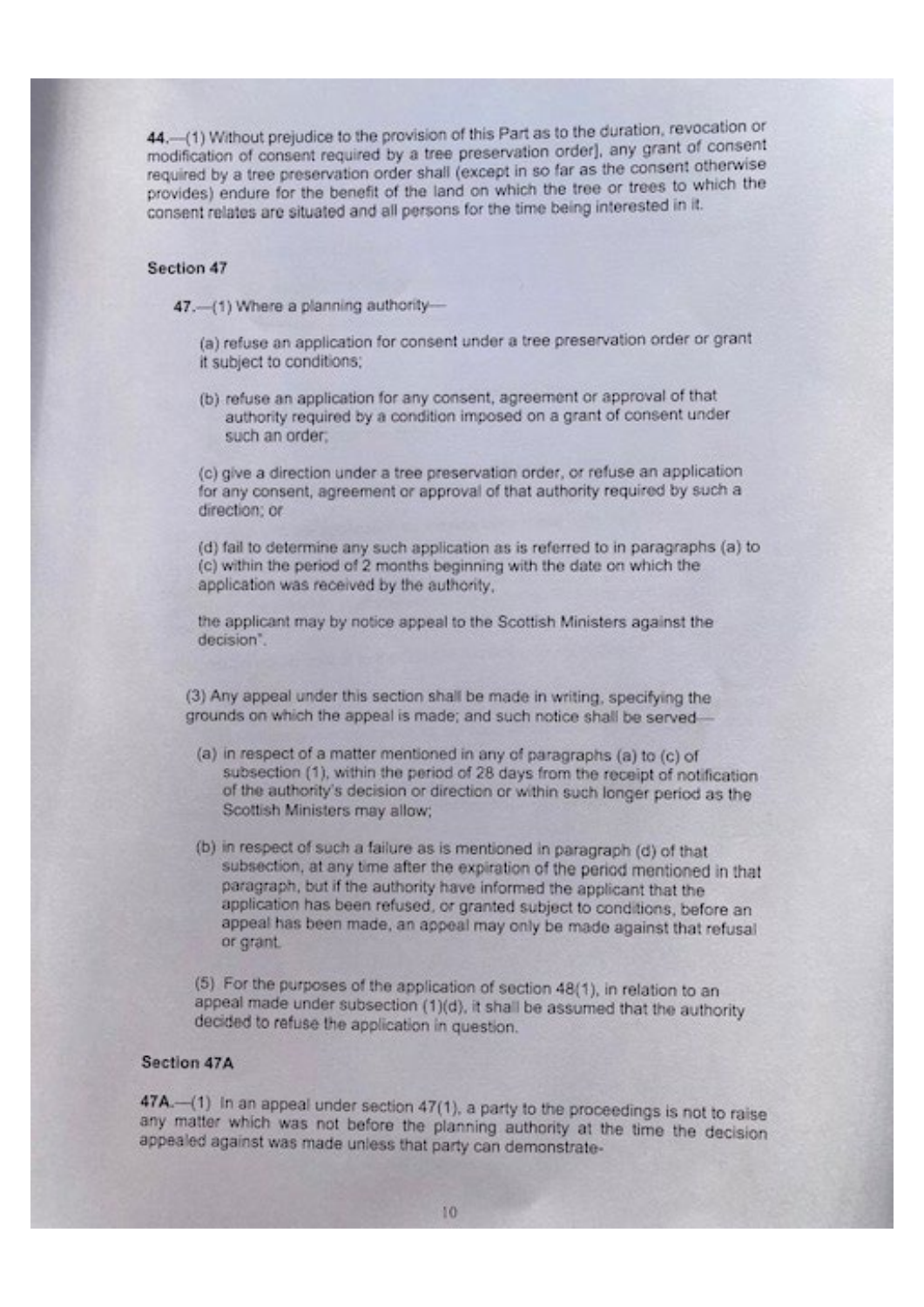44.—(1) Without prejudice to the provision of this Part as to the duration, revocation or modification of consent required by a tree preservation order], any grant of consent required by a tree preservation order shall (except in so far as the consent otherwise provides) endure for the benefit of the land on which the tree or trees to which the consent relates are situated and all persons for the time being interested in it.

### Section 47

47.—(1) Where a planning authority—

(a) refuse an application for consent under a tree preservation order or grant it subject to conditions;

(b) refuse an application for any consent, agreement or approval of that authority required by a condition imposed on a grant of consent under such an order;

(c) give a direction under a tree preservation order, or refuse an application for any consent, agreement or approval of that authority required by such a direction; or

(d) fail to determine any such application as is referred to in paragraphs (a) to (c) within the period of 2 months beginning with the date on which the application was received by the authority,

the applicant may by notice appeal to the Scottish Ministers against the decision".

(3) Any appeal under this section shall be made in writing, specifying the grounds on which the appeal is made; and such notice shall be served—

(a) in respect of a matter mentioned in any of paragraphs (a) to (c) of subsection (1), within the period of 28 days from the receipt of notification of the authority's decision or direction or within such longer period as the Scottish Ministers may allow;

(b) in respect of such a failure as is mentioned in paragraph (d) of that subsection, at any time after the expiration of the period mentioned in that paragraph, but if the authority have informed the applicant that the application has been refused, or granted subject to conditions, before an appeal has been made, an appeal may only be made against that refusal or grant.

(5) For the purposes of the application of section 48(1), in relation to an appeal made under subsection (1)(d), it shall be assumed that the authority decided to refuse the application in question.

### Section 47A

47A.—(1) In an appeal under section 47(1), a party to the proceedings is not to raise any matter which was not before the planning authority at the time the decision appealed against was made unless that party can demonstrate-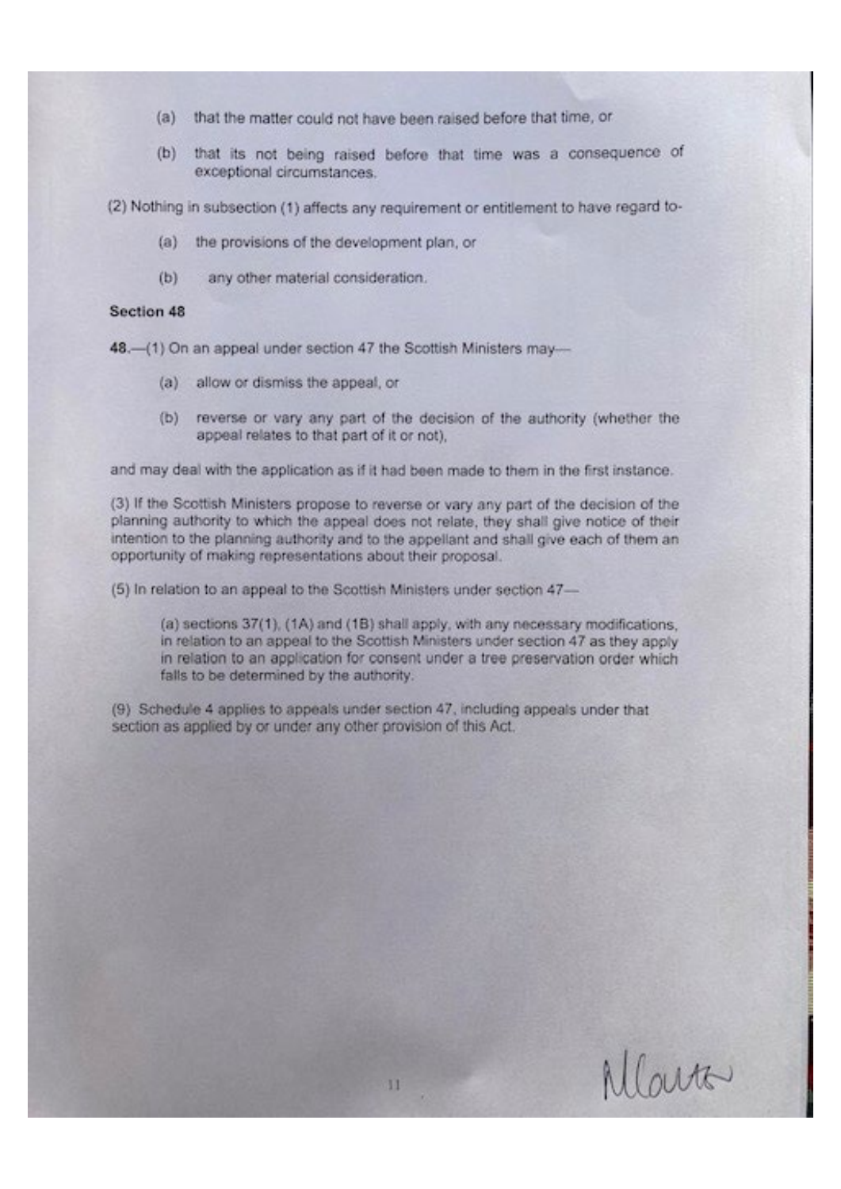(a) that the matter could not have been raised before that time, or

(b) that its not being raised before that time was a consequence of exceptional circumstances.

(2) Nothing in subsection (1) affects any requirement or entitlement to have regard to-

(a) the provisions of the development plan, or

(b) any other material consideration.

**Section 48**

**48.**—(1) On an appeal under section 47 the Scottish Ministers may—

(a) allow or dismiss the appeal, or

(b) reverse or vary any part of the decision of the authority (whether the appeal relates to that part of it or not),

and may deal with the application as if it had been made to them in the first instance.

(3) If the Scottish Ministers propose to reverse or vary any part of the decision of the planning authority to which the appeal does not relate, they shall give notice of their intention to the planning authority and to the appellant and shall give each of them an opportunity of making representations about their proposal.

(5) In relation to an appeal to the Scottish Ministers under section 47—

(a) sections 37(1), (1A) and (1B) shall apply, with any necessary modifications, in relation to an appeal to the Scottish Ministers under section 47 as they apply in relation to an application for consent under a tree preservation order which falls to be determined by the authority.

(9) Schedule 4 applies to appeals under section 47, including appeals under that section as applied by or under any other provision of this Act.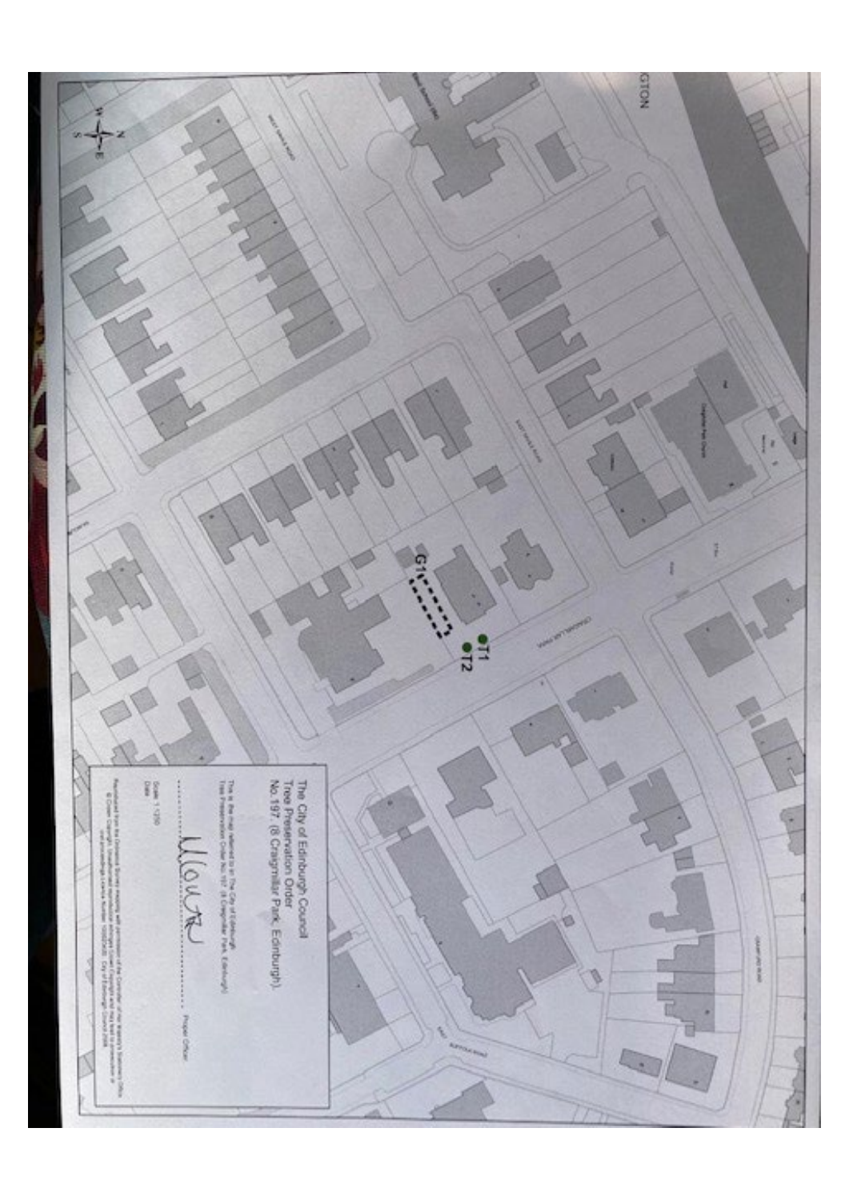The City of Edinburgh Council
Tree Preservation Order
No.197. (8 Craigmillar Park, Edinburgh).

This is the map referred to in The City of Edinburgh Tree Preservation Order No.197. (8 Craigmillar Park, Edinburgh)

........................................ Proper Officer

Scale: 1:1250
Date:

Reproduced from the Ordnance Survey mapping with permission of the Controller of Her Majesty's Stationery Office © Crown Copyright. Unauthorised reproduction infringes Crown Copyright and may lead to prosecution or civil proceedings. Licence Number 100023420. City of Edinburgh Council 2008.

G1

T1

T2

CRAIGMILLAR PARK

WEST MAYFIELD

WEST SAVILE ROAD

EAST SUFFOLK ROAD

GRANGE ROAD